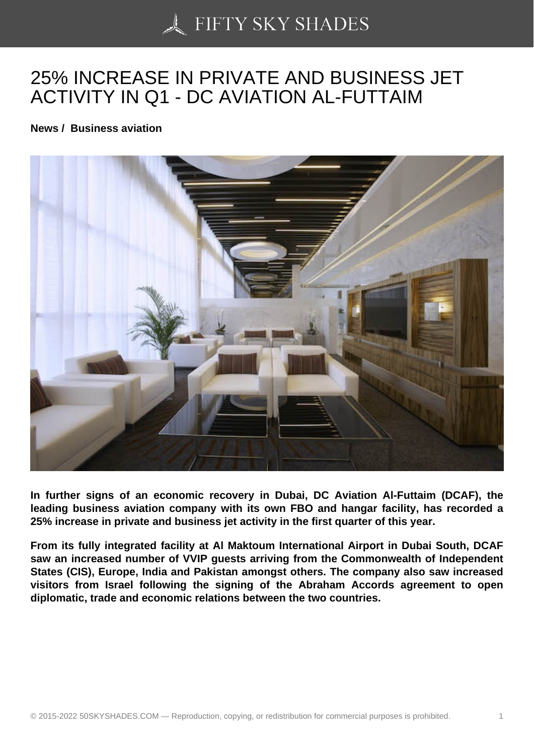# 25% INCREASE IN PRIVATE AND BUSINESS JET ACTIVITY IN Q1 - DC AVIATION AL-FUTTAIM

**News / Business aviation**

**In further signs of an economic recovery in Dubai, DC Aviation Al-Futtaim (DCAF), the leading business aviation company with its own FBO and hangar facility, has recorded a 25% increase in private and business jet activity in the first quarter of this year.**

**From its fully integrated facility at Al Maktoum International Airport in Dubai South, DCAF saw an increased number of VVIP guests arriving from the Commonwealth of Independent States (CIS), Europe, India and Pakistan amongst others. The company also saw increased visitors from Israel following the signing of the Abraham Accords agreement to open diplomatic, trade and economic relations between the two countries.**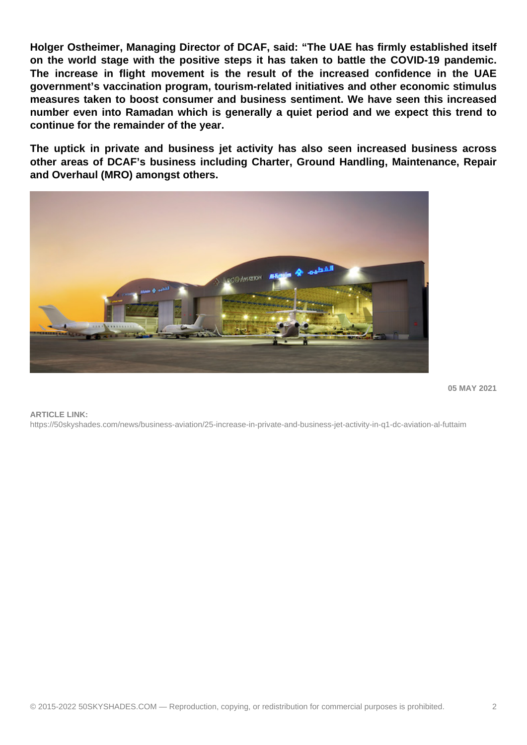**Holger Ostheimer, Managing Director of DCAF, said: "The UAE has firmly established itself on the world stage with the positive steps it has taken to battle the COVID-19 pandemic. The increase in flight movement is the result of the increased confidence in the UAE government's vaccination program, tourism-related initiatives and other economic stimulus measures taken to boost consumer and business sentiment. We have seen this increased number even into Ramadan which is generally a quiet period and we expect this trend to continue for the remainder of the year.**

**The uptick in private and business jet activity has also seen increased business across other areas of DCAF's business including Charter, Ground Handling, Maintenance, Repair and Overhaul (MRO) amongst others.**

05 MAY 2021

ARTICLE LINK:
https://50skyshades.com/news/business-aviation/25-increase-in-private-and-business-jet-activity-in-q1-dc-aviation-al-futtaim

© 2015-2022 50SKYSHADES.COM — Reproduction, copying, or redistribution for commercial purposes is prohibited.